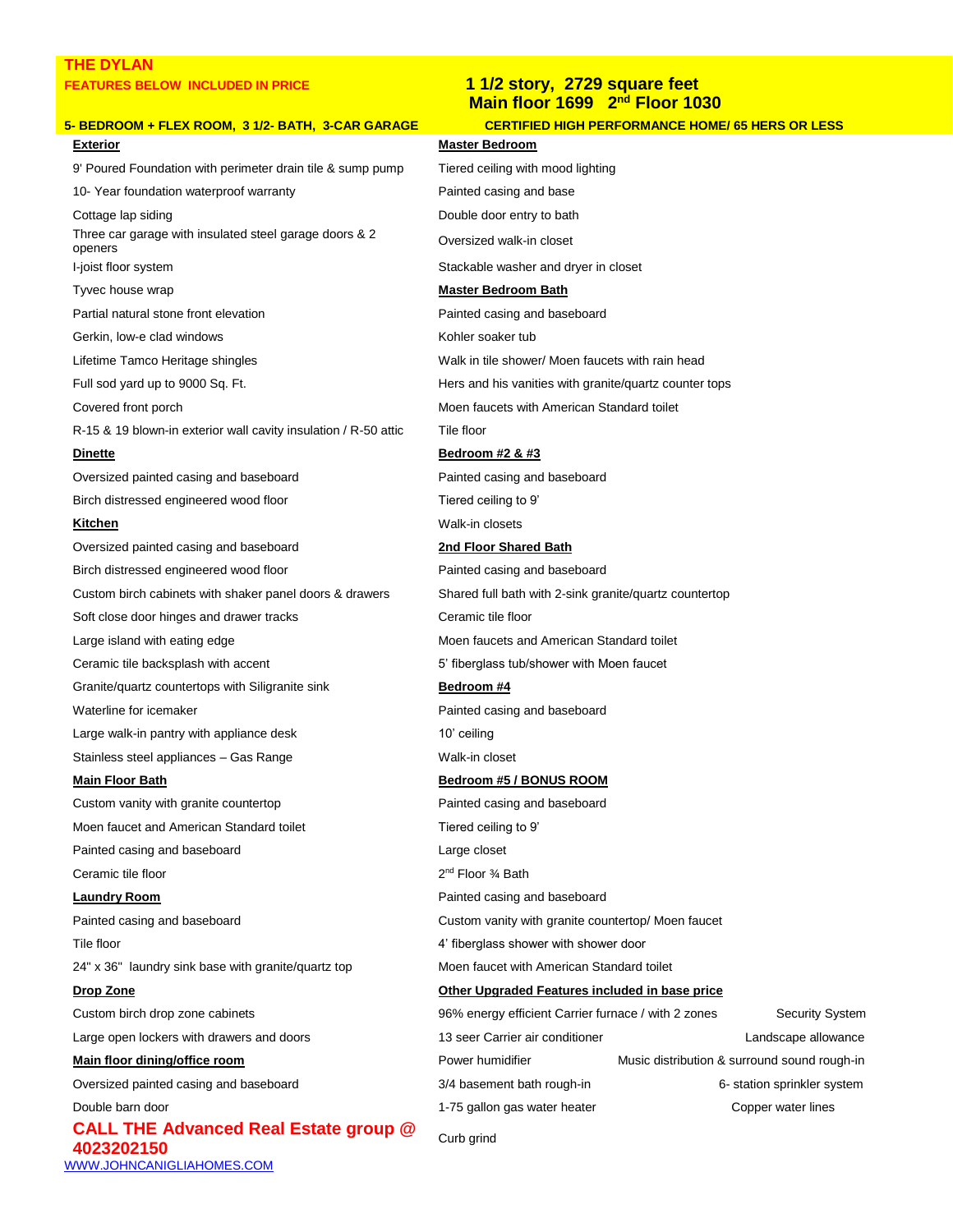# THE DYLAN

**FEATURES BELOW INCLUDED IN PRICE**

**1 1/2 story, 2729 square feet**
**Main floor 1699 2nd Floor 1030**

**5- BEDROOM + FLEX ROOM, 3 1/2- BATH, 3-CAR GARAGE**

**CERTIFIED HIGH PERFORMANCE HOME/ 65 HERS OR LESS**

**Exterior**

9' Poured Foundation with perimeter drain tile & sump pump
10- Year foundation waterproof warranty
Cottage lap siding
Three car garage with insulated steel garage doors & 2 openers
I-joist floor system
Tyvec house wrap
Partial natural stone front elevation
Gerkin, low-e clad windows
Lifetime Tamco Heritage shingles
Full sod yard up to 9000 Sq. Ft.
Covered front porch
R-15 & 19 blown-in exterior wall cavity insulation / R-50 attic

**Dinette**

Oversized painted casing and baseboard
Birch distressed engineered wood floor

**Kitchen**

Oversized painted casing and baseboard
Birch distressed engineered wood floor
Custom birch cabinets with shaker panel doors & drawers
Soft close door hinges and drawer tracks
Large island with eating edge
Ceramic tile backsplash with accent
Granite/quartz countertops with Siligranite sink
Waterline for icemaker
Large walk-in pantry with appliance desk
Stainless steel appliances – Gas Range

**Main Floor Bath**

Custom vanity with granite countertop
Moen faucet and American Standard toilet
Painted casing and baseboard
Ceramic tile floor

**Laundry Room**

Painted casing and baseboard
Tile floor
24" x 36" laundry sink base with granite/quartz top

**Drop Zone**

Custom birch drop zone cabinets
Large open lockers with drawers and doors

**Main floor dining/office room**

Oversized painted casing and baseboard
Double barn door

**Master Bedroom**

Tiered ceiling with mood lighting
Painted casing and base
Double door entry to bath
Oversized walk-in closet
Stackable washer and dryer in closet

**Master Bedroom Bath**

Painted casing and baseboard
Kohler soaker tub
Walk in tile shower/ Moen faucets with rain head
Hers and his vanities with granite/quartz counter tops
Moen faucets with American Standard toilet
Tile floor

**Bedroom #2 & #3**

Painted casing and baseboard
Tiered ceiling to 9'
Walk-in closets

**2nd Floor Shared Bath**

Painted casing and baseboard
Shared full bath with 2-sink granite/quartz countertop
Ceramic tile floor
Moen faucets and American Standard toilet
5' fiberglass tub/shower with Moen faucet

**Bedroom #4**

Painted casing and baseboard
10' ceiling
Walk-in closet

**Bedroom #5 / BONUS ROOM**

Painted casing and baseboard
Tiered ceiling to 9'
Large closet

2nd Floor ¾ Bath

Painted casing and baseboard
Custom vanity with granite countertop/ Moen faucet
4' fiberglass shower with shower door
Moen faucet with American Standard toilet

**Other Upgraded Features included in base price**

96% energy efficient Carrier furnace / with 2 zones
13 seer Carrier air conditioner
Power humidifier
3/4 basement bath rough-in
1-75 gallon gas water heater
Curb grind
Security System
Landscape allowance
Music distribution & surround sound rough-in
6- station sprinkler system
Copper water lines

**CALL THE Advanced Real Estate group @ 4023202150**

WWW.JOHNCANIGLIAHOMES.COM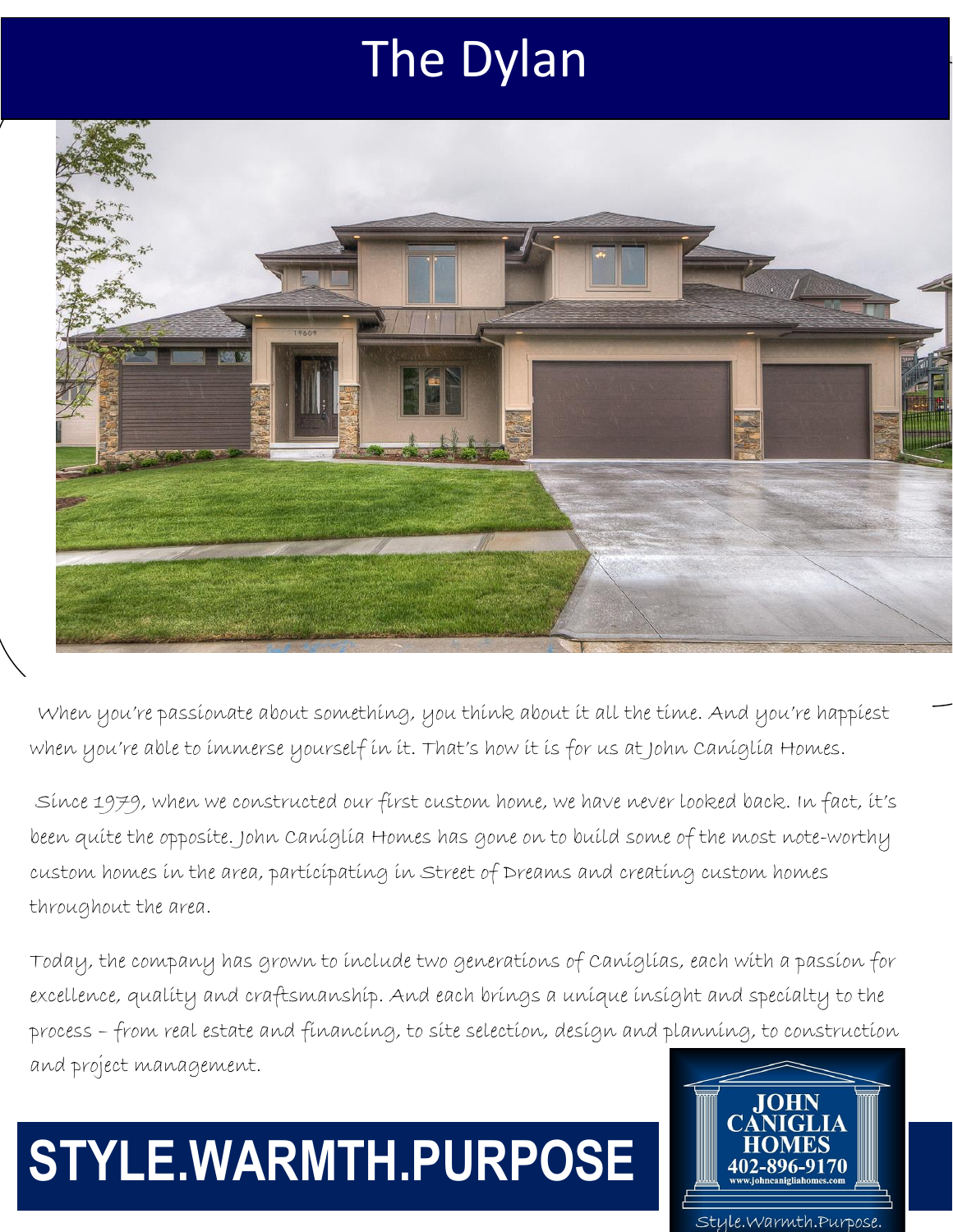# The Dylan

When you're passionate about something, you think about it all the time. And you're happiest when you're able to immerse yourself in it. That's how it is for us at John Caniglia Homes.

Since 1979, when we constructed our first custom home, we have never looked back. In fact, it's been quite the opposite. John Caniglia Homes has gone on to build some of the most note-worthy custom homes in the area, participating in Street of Dreams and creating custom homes throughout the area.

Today, the company has grown to include two generations of Caniglias, each with a passion for excellence, quality and craftsmanship. And each brings a unique insight and specialty to the process – from real estate and financing, to site selection, design and planning, to construction and project management.

**STYLE.WARMTH.PURPOSE**

JOHN CANIGLIA HOMES
402-896-9170
www.johncanigliahomes.com
Style.Warmth.Purpose.